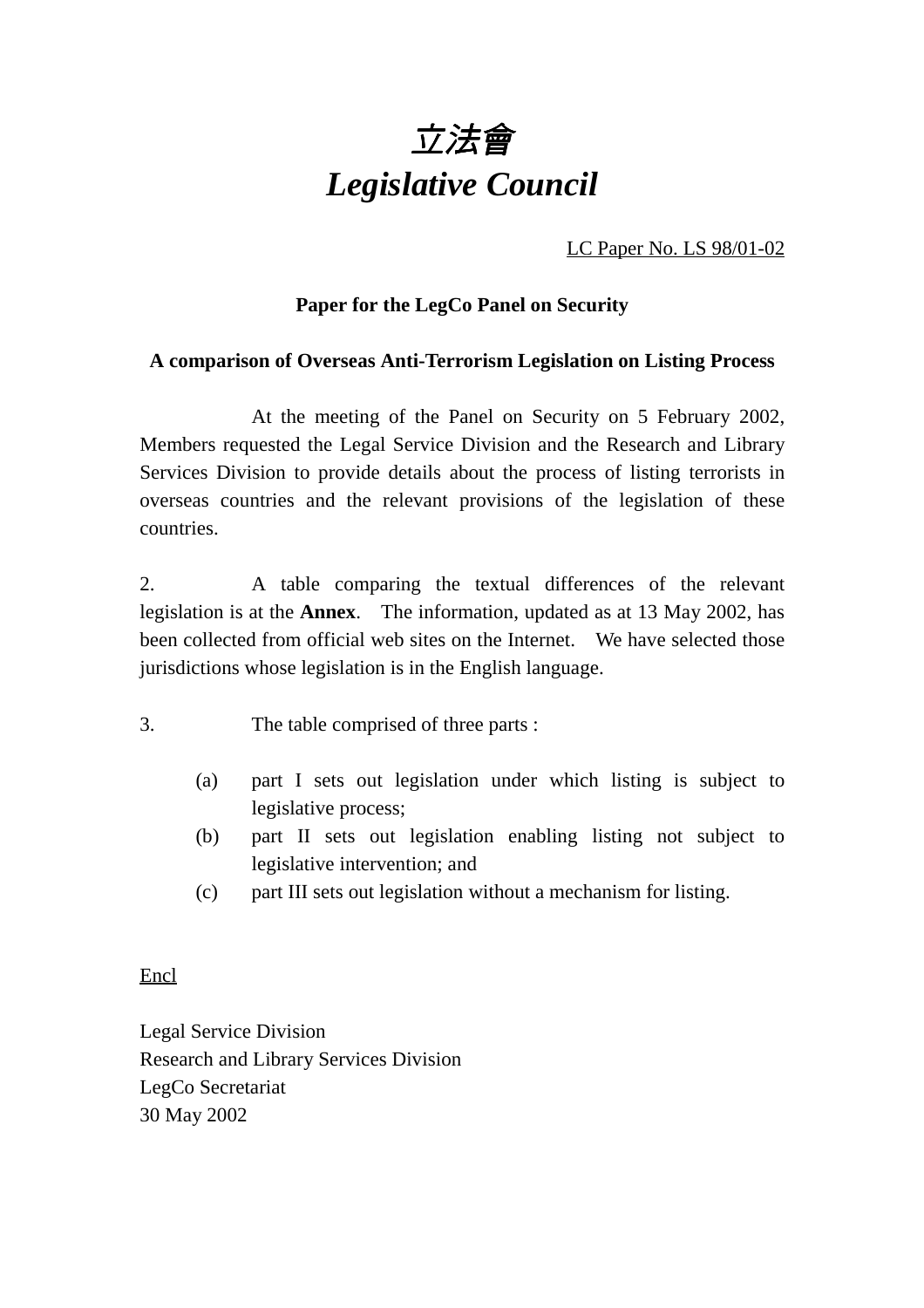# *立法會*
# *Legislative Council*

LC Paper No. LS 98/01-02

**Paper for the LegCo Panel on Security**

**A comparison of Overseas Anti-Terrorism Legislation on Listing Process**

At the meeting of the Panel on Security on 5 February 2002, Members requested the Legal Service Division and the Research and Library Services Division to provide details about the process of listing terrorists in overseas countries and the relevant provisions of the legislation of these countries.

2. A table comparing the textual differences of the relevant legislation is at the **Annex**. The information, updated as at 13 May 2002, has been collected from official web sites on the Internet. We have selected those jurisdictions whose legislation is in the English language.

3. The table comprised of three parts :

(a) part I sets out legislation under which listing is subject to legislative process;

(b) part II sets out legislation enabling listing not subject to legislative intervention; and

(c) part III sets out legislation without a mechanism for listing.

Encl

Legal Service Division
Research and Library Services Division
LegCo Secretariat
30 May 2002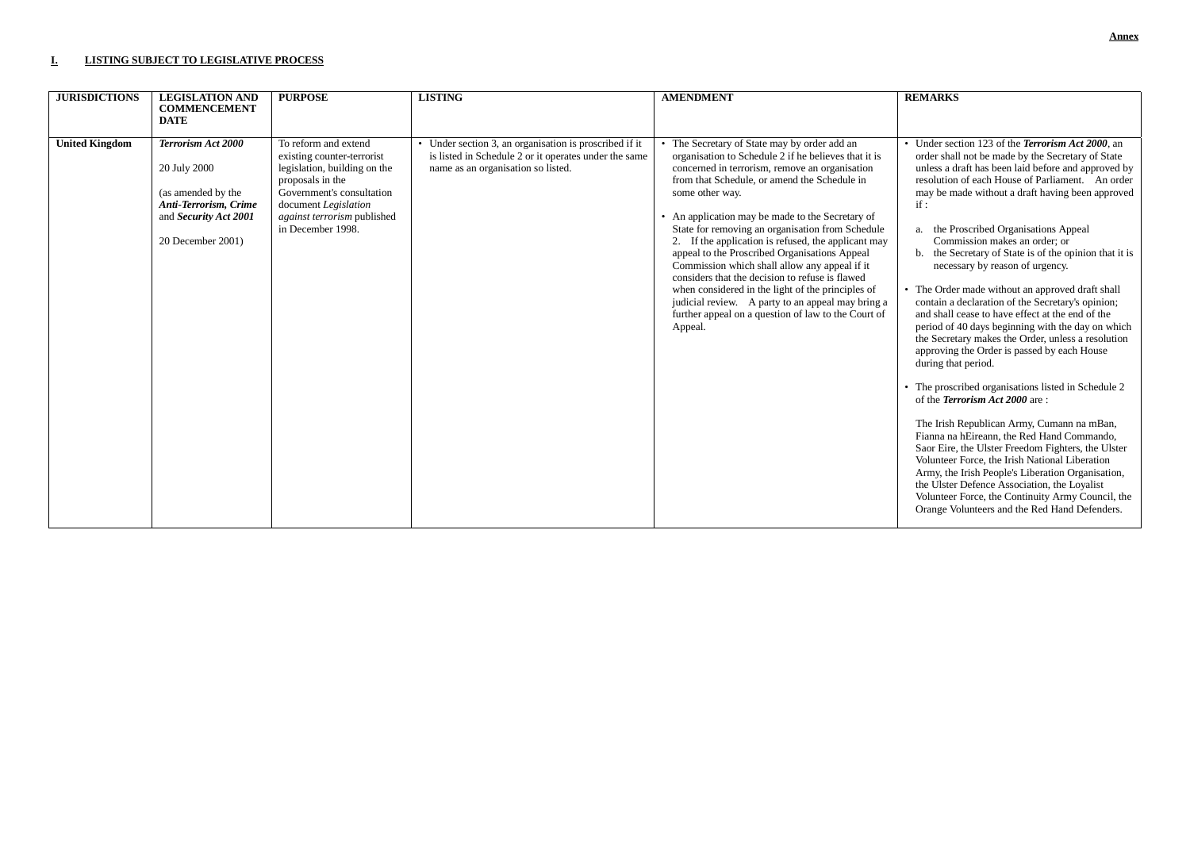**Annex**

## I. LISTING SUBJECT TO LEGISLATIVE PROCESS

| JURISDICTIONS | LEGISLATION AND COMMENCEMENT DATE | PURPOSE | LISTING | AMENDMENT | REMARKS |
|---|---|---|---|---|---|
| **United Kingdom** | ***Terrorism Act 2000***<br><br>20 July 2000<br><br>(as amended by the ***Anti-Terrorism, Crime*** and ***Security Act 2001***<br><br>20 December 2001) | To reform and extend existing counter-terrorist legislation, building on the proposals in the Government's consultation document *Legislation against terrorism* published in December 1998. | • Under section 3, an organisation is proscribed if it is listed in Schedule 2 or it operates under the same name as an organisation so listed. | • The Secretary of State may by order add an organisation to Schedule 2 if he believes that it is concerned in terrorism, remove an organisation from that Schedule, or amend the Schedule in some other way.<br><br>• An application may be made to the Secretary of State for removing an organisation from Schedule 2. If the application is refused, the applicant may appeal to the Proscribed Organisations Appeal Commission which shall allow any appeal if it considers that the decision to refuse is flawed when considered in the light of the principles of judicial review. A party to an appeal may bring a further appeal on a question of law to the Court of Appeal. | • Under section 123 of the ***Terrorism Act 2000***, an order shall not be made by the Secretary of State unless a draft has been laid before and approved by resolution of each House of Parliament. An order may be made without a draft having been approved if :<br><br>a. the Proscribed Organisations Appeal Commission makes an order; or<br>b. the Secretary of State is of the opinion that it is necessary by reason of urgency.<br><br>• The Order made without an approved draft shall contain a declaration of the Secretary's opinion; and shall cease to have effect at the end of the period of 40 days beginning with the day on which the Secretary makes the Order, unless a resolution approving the Order is passed by each House during that period.<br><br>• The proscribed organisations listed in Schedule 2 of the ***Terrorism Act 2000*** are :<br><br>The Irish Republican Army, Cumann na mBan, Fianna na hEireann, the Red Hand Commando, Saor Eire, the Ulster Freedom Fighters, the Ulster Volunteer Force, the Irish National Liberation Army, the Irish People's Liberation Organisation, the Ulster Defence Association, the Loyalist Volunteer Force, the Continuity Army Council, the Orange Volunteers and the Red Hand Defenders. |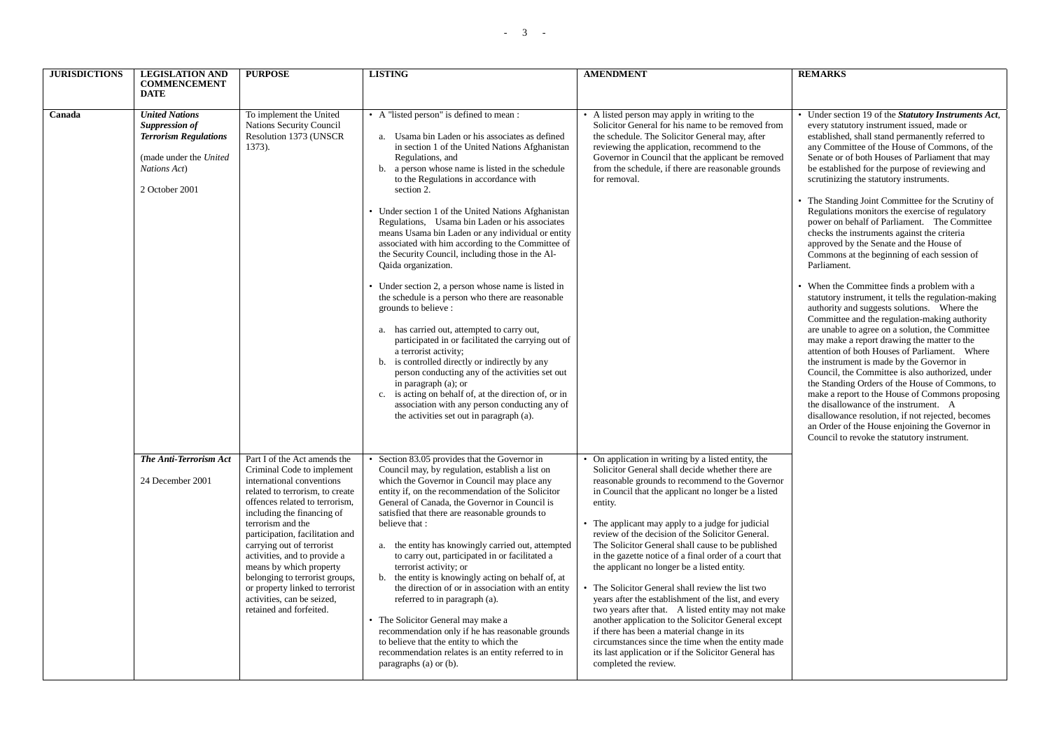| JURISDICTIONS | LEGISLATION AND COMMENCEMENT DATE | PURPOSE | LISTING | AMENDMENT | REMARKS |
|---|---|---|---|---|---|
| **Canada** | ***United Nations Suppression of Terrorism Regulations***<br><br>(made under the *United Nations Act*)<br><br>2 October 2001 | To implement the United Nations Security Council Resolution 1373 (UNSCR 1373). | • A "listed person" is defined to mean :<br><br>a. Usama bin Laden or his associates as defined in section 1 of the United Nations Afghanistan Regulations, and<br>b. a person whose name is listed in the schedule to the Regulations in accordance with section 2.<br><br>• Under section 1 of the United Nations Afghanistan Regulations, Usama bin Laden or his associates means Usama bin Laden or any individual or entity associated with him according to the Committee of the Security Council, including those in the Al-Qaida organization.<br><br>• Under section 2, a person whose name is listed in the schedule is a person who there are reasonable grounds to believe :<br><br>a. has carried out, attempted to carry out, participated in or facilitated the carrying out of a terrorist activity;<br>b. is controlled directly or indirectly by any person conducting any of the activities set out in paragraph (a); or<br>c. is acting on behalf of, at the direction of, or in association with any person conducting any of the activities set out in paragraph (a). | • A listed person may apply in writing to the Solicitor General for his name to be removed from the schedule. The Solicitor General may, after reviewing the application, recommend to the Governor in Council that the applicant be removed from the schedule, if there are reasonable grounds for removal. | • Under section 19 of the ***Statutory Instruments Act***, every statutory instrument issued, made or established, shall stand permanently referred to any Committee of the House of Commons, of the Senate or of both Houses of Parliament that may be established for the purpose of reviewing and scrutinizing the statutory instruments.<br><br>• The Standing Joint Committee for the Scrutiny of Regulations monitors the exercise of regulatory power on behalf of Parliament. The Committee checks the instruments against the criteria approved by the Senate and the House of Commons at the beginning of each session of Parliament.<br><br>• When the Committee finds a problem with a statutory instrument, it tells the regulation-making authority and suggests solutions. Where the Committee and the regulation-making authority are unable to agree on a solution, the Committee may make a report drawing the matter to the attention of both Houses of Parliament. Where the instrument is made by the Governor in Council, the Committee is also authorized, under the Standing Orders of the House of Commons, to make a report to the House of Commons proposing the disallowance of the instrument. A disallowance resolution, if not rejected, becomes an Order of the House enjoining the Governor in Council to revoke the statutory instrument. |
| | ***The Anti-Terrorism Act***<br><br>24 December 2001 | Part I of the Act amends the Criminal Code to implement international conventions related to terrorism, to create offences related to terrorism, including the financing of terrorism and the participation, facilitation and carrying out of terrorist activities, and to provide a means by which property belonging to terrorist groups, or property linked to terrorist activities, can be seized, retained and forfeited. | • Section 83.05 provides that the Governor in Council may, by regulation, establish a list on which the Governor in Council may place any entity if, on the recommendation of the Solicitor General of Canada, the Governor in Council is satisfied that there are reasonable grounds to believe that :<br><br>a. the entity has knowingly carried out, attempted to carry out, participated in or facilitated a terrorist activity; or<br>b. the entity is knowingly acting on behalf of, at the direction of or in association with an entity referred to in paragraph (a).<br><br>• The Solicitor General may make a recommendation only if he has reasonable grounds to believe that the entity to which the recommendation relates is an entity referred to in paragraphs (a) or (b). | • On application in writing by a listed entity, the Solicitor General shall decide whether there are reasonable grounds to recommend to the Governor in Council that the applicant no longer be a listed entity.<br><br>• The applicant may apply to a judge for judicial review of the decision of the Solicitor General. The Solicitor General shall cause to be published in the gazette notice of a final order of a court that the applicant no longer be a listed entity.<br><br>• The Solicitor General shall review the list two years after the establishment of the list, and every two years after that. A listed entity may not make another application to the Solicitor General except if there has been a material change in its circumstances since the time when the entity made its last application or if the Solicitor General has completed the review. | |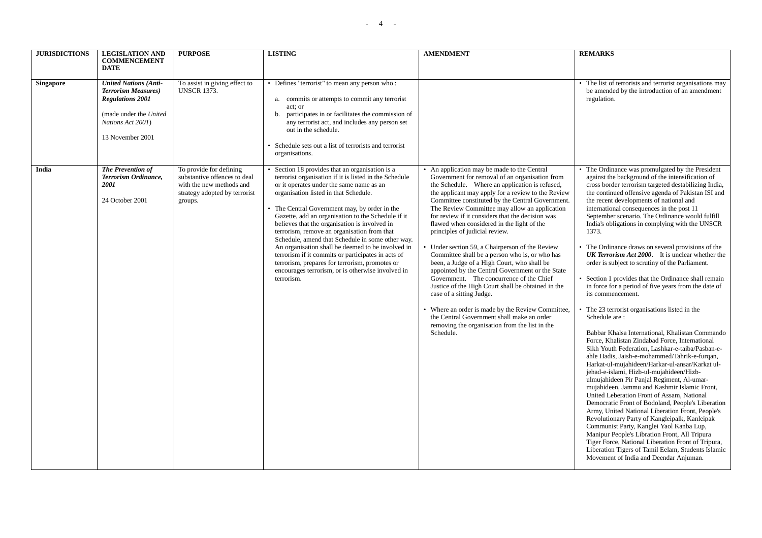| JURISDICTIONS | LEGISLATION AND COMMENCEMENT DATE | PURPOSE | LISTING | AMENDMENT | REMARKS |
|---|---|---|---|---|---|
| **Singapore** | ***United Nations (Anti-Terrorism Measures) Regulations 2001***<br><br>(made under the *United Nations Act 2001*)<br><br>13 November 2001 | To assist in giving effect to UNSCR 1373. | • Defines "terrorist" to mean any person who :<br><br>a. commits or attempts to commit any terrorist act; or<br>b. participates in or facilitates the commission of any terrorist act, and includes any person set out in the schedule.<br><br>• Schedule sets out a list of terrorists and terrorist organisations. | | • The list of terrorists and terrorist organisations may be amended by the introduction of an amendment regulation. |
| **India** | ***The Prevention of Terrorism Ordinance, 2001***<br><br>24 October 2001 | To provide for defining substantive offences to deal with the new methods and strategy adopted by terrorist groups. | • Section 18 provides that an organisation is a terrorist organisation if it is listed in the Schedule or it operates under the same name as an organisation listed in that Schedule.<br><br>• The Central Government may, by order in the Gazette, add an organisation to the Schedule if it believes that the organisation is involved in terrorism, remove an organisation from that Schedule, amend that Schedule in some other way. An organisation shall be deemed to be involved in terrorism if it commits or participates in acts of terrorism, prepares for terrorism, promotes or encourages terrorism, or is otherwise involved in terrorism. | • An application may be made to the Central Government for removal of an organisation from the Schedule. Where an application is refused, the applicant may apply for a review to the Review Committee constituted by the Central Government. The Review Committee may allow an application for review if it considers that the decision was flawed when considered in the light of the principles of judicial review.<br><br>• Under section 59, a Chairperson of the Review Committee shall be a person who is, or who has been, a Judge of a High Court, who shall be appointed by the Central Government or the State Government. The concurrence of the Chief Justice of the High Court shall be obtained in the case of a sitting Judge.<br><br>• Where an order is made by the Review Committee, the Central Government shall make an order removing the organisation from the list in the Schedule. | • The Ordinance was promulgated by the President against the background of the intensification of cross border terrorism targeted destabilizing India, the continued offensive agenda of Pakistan ISI and the recent developments of national and international consequences in the post 11 September scenario. The Ordinance would fulfill India's obligations in complying with the UNSCR 1373.<br><br>• The Ordinance draws on several provisions of the ***UK Terrorism Act 2000***. It is unclear whether the order is subject to scrutiny of the Parliament.<br><br>• Section 1 provides that the Ordinance shall remain in force for a period of five years from the date of its commencement.<br><br>• The 23 terrorist organisations listed in the Schedule are :<br><br>Babbar Khalsa International, Khalistan Commando Force, Khalistan Zindabad Force, International Sikh Youth Federation, Lashkar-e-taiba/Pasban-e-ahle Hadis, Jaish-e-mohammed/Tahrik-e-furqan, Harkat-ul-mujahideen/Harkar-ul-ansar/Karkat ul-jehad-e-islami, Hizb-ul-mujahideen/Hizb-ulmujahideen Pir Panjal Regiment, Al-umar-mujahideen, Jammu and Kashmir Islamic Front, United Leberation Front of Assam, National Democratic Front of Bodoland, People's Liberation Army, United National Liberation Front, People's Revolutionary Party of Kangleipalk, Kanleipak Communist Party, Kanglei Yaol Kanba Lup, Manipur People's Libration Front, All Tripura Tiger Force, National Liberation Front of Tripura, Liberation Tigers of Tamil Eelam, Students Islamic Movement of India and Deendar Anjuman. |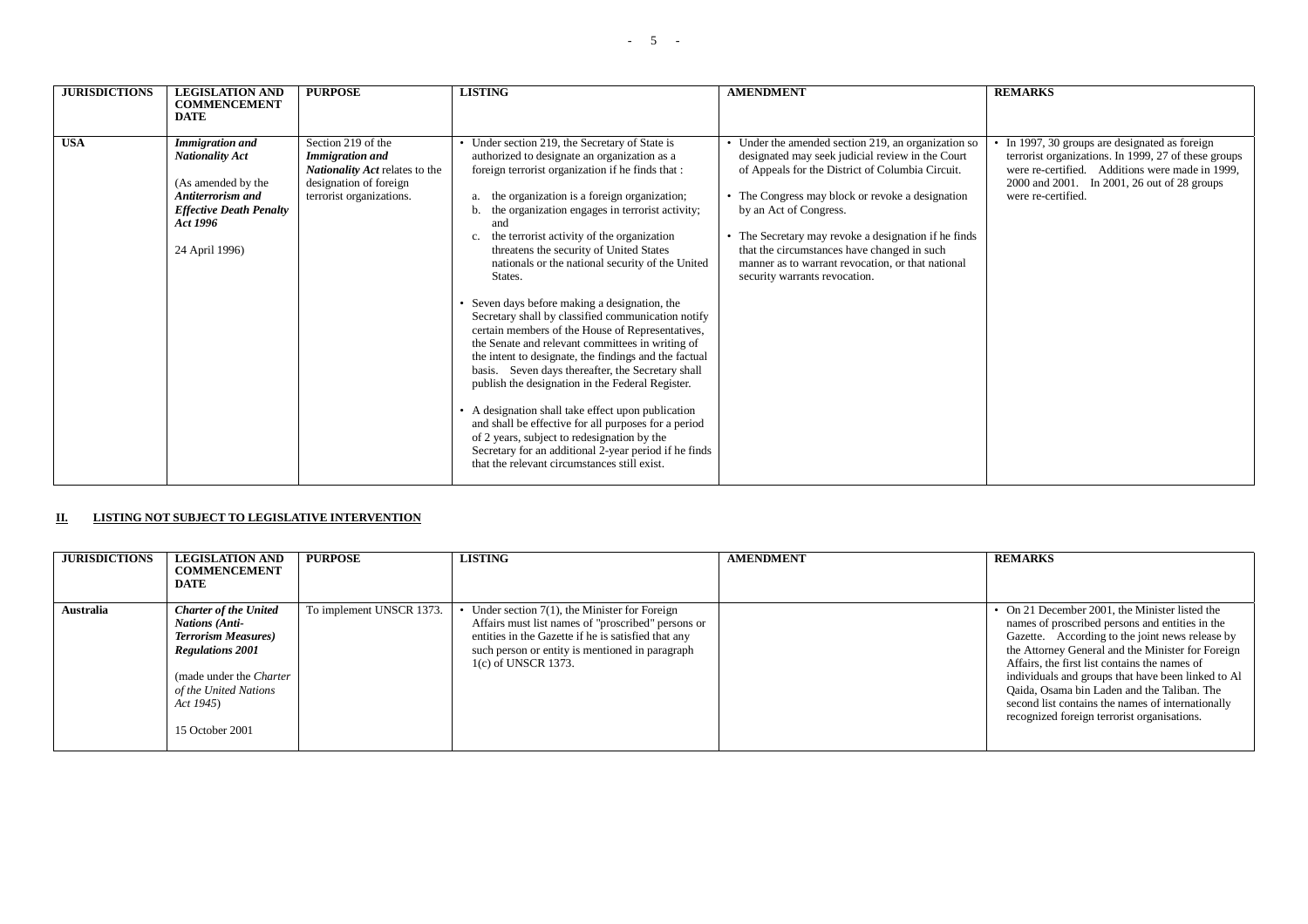| JURISDICTIONS | LEGISLATION AND COMMENCEMENT DATE | PURPOSE | LISTING | AMENDMENT | REMARKS |
|---|---|---|---|---|---|
| **USA** | ***Immigration and Nationality Act***<br><br>(As amended by the ***Antiterrorism and Effective Death Penalty Act 1996***<br><br>24 April 1996) | Section 219 of the ***Immigration and Nationality Act*** relates to the designation of foreign terrorist organizations. | • Under section 219, the Secretary of State is authorized to designate an organization as a foreign terrorist organization if he finds that :<br>a. the organization is a foreign organization;<br>b. the organization engages in terrorist activity; and<br>c. the terrorist activity of the organization threatens the security of United States nationals or the national security of the United States.<br><br>• Seven days before making a designation, the Secretary shall by classified communication notify certain members of the House of Representatives, the Senate and relevant committees in writing of the intent to designate, the findings and the factual basis. Seven days thereafter, the Secretary shall publish the designation in the Federal Register.<br><br>• A designation shall take effect upon publication and shall be effective for all purposes for a period of 2 years, subject to redesignation by the Secretary for an additional 2-year period if he finds that the relevant circumstances still exist. | • Under the amended section 219, an organization so designated may seek judicial review in the Court of Appeals for the District of Columbia Circuit.<br><br>• The Congress may block or revoke a designation by an Act of Congress.<br><br>• The Secretary may revoke a designation if he finds that the circumstances have changed in such manner as to warrant revocation, or that national security warrants revocation. | • In 1997, 30 groups are designated as foreign terrorist organizations. In 1999, 27 of these groups were re-certified. Additions were made in 1999, 2000 and 2001. In 2001, 26 out of 28 groups were re-certified. |

## II. LISTING NOT SUBJECT TO LEGISLATIVE INTERVENTION

| JURISDICTIONS | LEGISLATION AND COMMENCEMENT DATE | PURPOSE | LISTING | AMENDMENT | REMARKS |
|---|---|---|---|---|---|
| **Australia** | ***Charter of the United Nations (Anti-Terrorism Measures) Regulations 2001***<br><br>(made under the *Charter of the United Nations Act 1945*)<br><br>15 October 2001 | To implement UNSCR 1373. | • Under section 7(1), the Minister for Foreign Affairs must list names of "proscribed" persons or entities in the Gazette if he is satisfied that any such person or entity is mentioned in paragraph 1(c) of UNSCR 1373. | | • On 21 December 2001, the Minister listed the names of proscribed persons and entities in the Gazette. According to the joint news release by the Attorney General and the Minister for Foreign Affairs, the first list contains the names of individuals and groups that have been linked to Al Qaida, Osama bin Laden and the Taliban. The second list contains the names of internationally recognized foreign terrorist organisations. |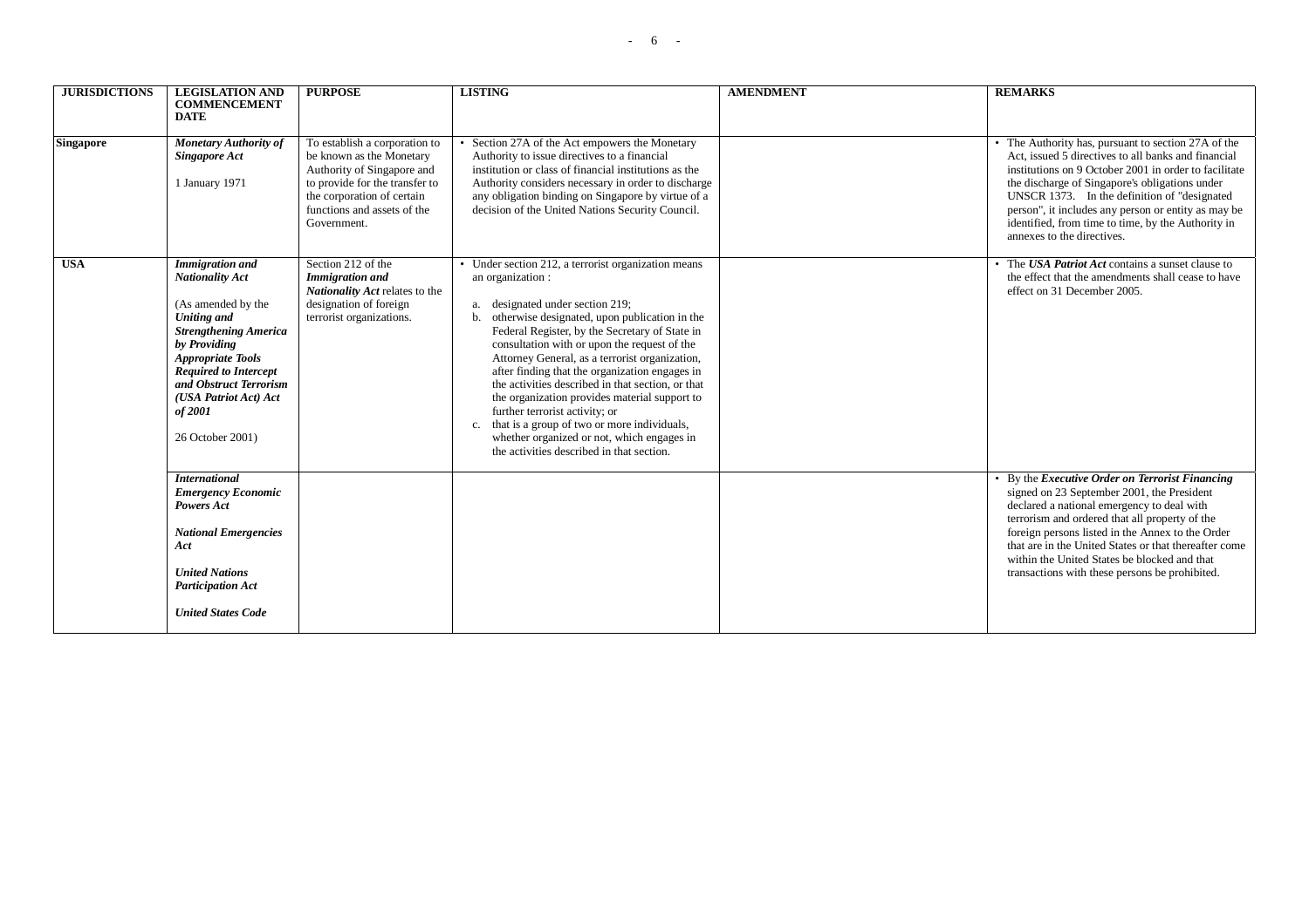| JURISDICTIONS | LEGISLATION AND COMMENCEMENT DATE | PURPOSE | LISTING | AMENDMENT | REMARKS |
|---|---|---|---|---|---|
| **Singapore** | ***Monetary Authority of Singapore Act***<br><br>1 January 1971 | To establish a corporation to be known as the Monetary Authority of Singapore and to provide for the transfer to the corporation of certain functions and assets of the Government. | • Section 27A of the Act empowers the Monetary Authority to issue directives to a financial institution or class of financial institutions as the Authority considers necessary in order to discharge any obligation binding on Singapore by virtue of a decision of the United Nations Security Council. | | • The Authority has, pursuant to section 27A of the Act, issued 5 directives to all banks and financial institutions on 9 October 2001 in order to facilitate the discharge of Singapore's obligations under UNSCR 1373. In the definition of "designated person", it includes any person or entity as may be identified, from time to time, by the Authority in annexes to the directives. |
| **USA** | ***Immigration and Nationality Act***<br><br>(As amended by the ***Uniting and Strengthening America by Providing Appropriate Tools Required to Intercept and Obstruct Terrorism (USA Patriot Act) Act of 2001***<br><br>26 October 2001) | Section 212 of the ***Immigration and Nationality Act*** relates to the designation of foreign terrorist organizations. | • Under section 212, a terrorist organization means an organization :<br><br>a. designated under section 219;<br>b. otherwise designated, upon publication in the Federal Register, by the Secretary of State in consultation with or upon the request of the Attorney General, as a terrorist organization, after finding that the organization engages in the activities described in that section, or that the organization provides material support to further terrorist activity; or<br>c. that is a group of two or more individuals, whether organized or not, which engages in the activities described in that section. | | • The ***USA Patriot Act*** contains a sunset clause to the effect that the amendments shall cease to have effect on 31 December 2005. |
| | ***International Emergency Economic Powers Act***<br><br>***National Emergencies Act***<br><br>***United Nations Participation Act***<br><br>***United States Code*** | | | | • By the ***Executive Order on Terrorist Financing*** signed on 23 September 2001, the President declared a national emergency to deal with terrorism and ordered that all property of the foreign persons listed in the Annex to the Order that are in the United States or that thereafter come within the United States be blocked and that transactions with these persons be prohibited. |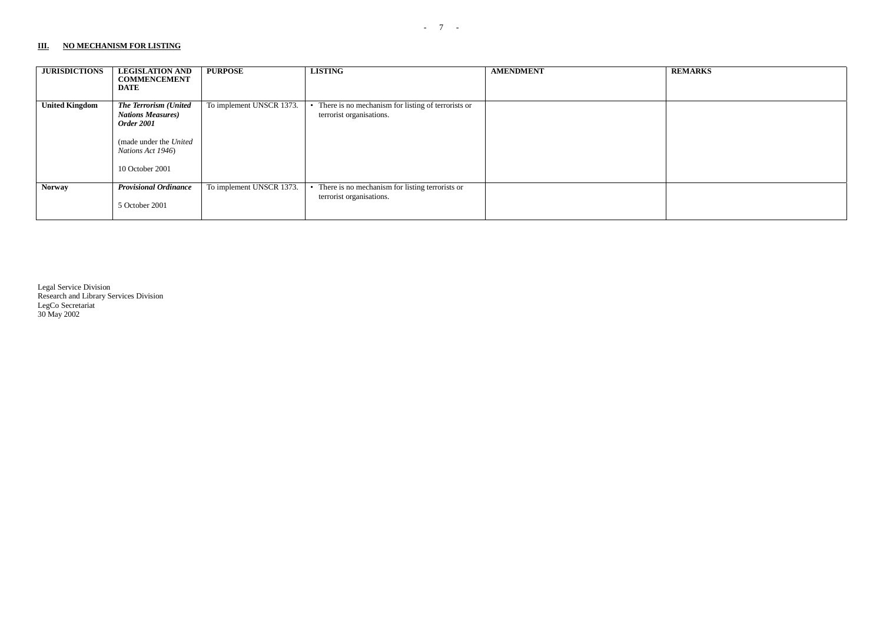## III. NO MECHANISM FOR LISTING

| JURISDICTIONS | LEGISLATION AND COMMENCEMENT DATE | PURPOSE | LISTING | AMENDMENT | REMARKS |
|---|---|---|---|---|---|
| **United Kingdom** | ***The Terrorism (United Nations Measures) Order 2001***<br><br>(made under the *United Nations Act 1946*)<br><br>10 October 2001 | To implement UNSCR 1373. | • There is no mechanism for listing of terrorists or terrorist organisations. | | |
| **Norway** | ***Provisional Ordinance***<br><br>5 October 2001 | To implement UNSCR 1373. | • There is no mechanism for listing terrorists or terrorist organisations. | | |

Legal Service Division
Research and Library Services Division
LegCo Secretariat
30 May 2002